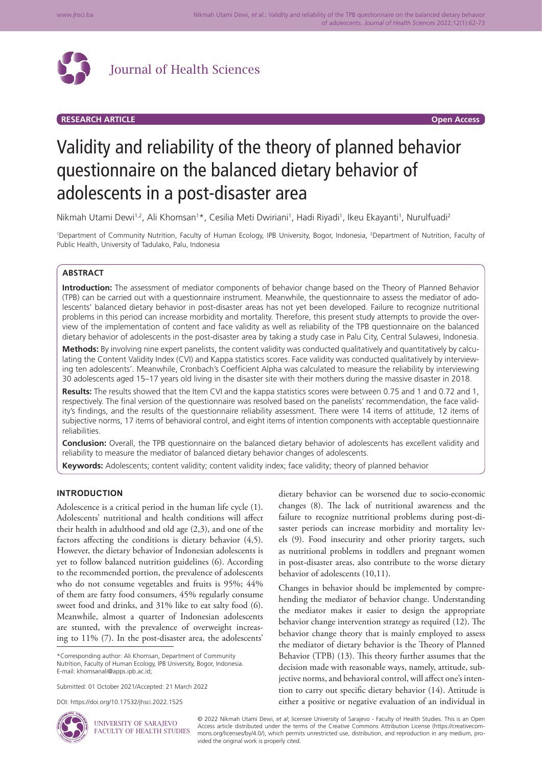Journal of Health Sciences

**RESEARCH ARTICLE** **Open Access**

# Validity and reliability of the theory of planned behavior questionnaire on the balanced dietary behavior of adolescents in a post-disaster area

Nikmah Utami Dewi[1,2], Ali Khomsan[1]*, Cesilia Meti Dwiriani[1], Hadi Riyadi[1], Ikeu Ekayanti[1], Nurulfuadi[2]

[1]Department of Community Nutrition, Faculty of Human Ecology, IPB University, Bogor, Indonesia, [2]Department of Nutrition, Faculty of Public Health, University of Tadulako, Palu, Indonesia

## ABSTRACT

**Introduction:** The assessment of mediator components of behavior change based on the Theory of Planned Behavior (TPB) can be carried out with a questionnaire instrument. Meanwhile, the questionnaire to assess the mediator of adolescents' balanced dietary behavior in post-disaster areas has not yet been developed. Failure to recognize nutritional problems in this period can increase morbidity and mortality. Therefore, this present study attempts to provide the overview of the implementation of content and face validity as well as reliability of the TPB questionnaire on the balanced dietary behavior of adolescents in the post-disaster area by taking a study case in Palu City, Central Sulawesi, Indonesia.

**Methods:** By involving nine expert panelists, the content validity was conducted qualitatively and quantitatively by calculating the Content Validity Index (CVI) and Kappa statistics scores. Face validity was conducted qualitatively by interviewing ten adolescents'. Meanwhile, Cronbach's Coefficient Alpha was calculated to measure the reliability by interviewing 30 adolescents aged 15–17 years old living in the disaster site with their mothers during the massive disaster in 2018.

**Results:** The results showed that the Item CVI and the kappa statistics scores were between 0.75 and 1 and 0.72 and 1, respectively. The final version of the questionnaire was resolved based on the panelists' recommendation, the face validity's findings, and the results of the questionnaire reliability assessment. There were 14 items of attitude, 12 items of subjective norms, 17 items of behavioral control, and eight items of intention components with acceptable questionnaire reliabilities.

**Conclusion:** Overall, the TPB questionnaire on the balanced dietary behavior of adolescents has excellent validity and reliability to measure the mediator of balanced dietary behavior changes of adolescents.

**Keywords:** Adolescents; content validity; content validity index; face validity; theory of planned behavior

## INTRODUCTION

Adolescence is a critical period in the human life cycle (1). Adolescents' nutritional and health conditions will affect their health in adulthood and old age (2,3), and one of the factors affecting the conditions is dietary behavior (4,5). However, the dietary behavior of Indonesian adolescents is yet to follow balanced nutrition guidelines (6). According to the recommended portion, the prevalence of adolescents who do not consume vegetables and fruits is 95%; 44% of them are fatty food consumers, 45% regularly consume sweet food and drinks, and 31% like to eat salty food (6). Meanwhile, almost a quarter of Indonesian adolescents are stunted, with the prevalence of overweight increasing to 11% (7). In the post-disaster area, the adolescents' dietary behavior can be worsened due to socio-economic changes (8). The lack of nutritional awareness and the failure to recognize nutritional problems during post-disaster periods can increase morbidity and mortality levels (9). Food insecurity and other priority targets, such as nutritional problems in toddlers and pregnant women in post-disaster areas, also contribute to the worse dietary behavior of adolescents (10,11).

Changes in behavior should be implemented by comprehending the mediator of behavior change. Understanding the mediator makes it easier to design the appropriate behavior change intervention strategy as required (12). The behavior change theory that is mainly employed to assess the mediator of dietary behavior is the Theory of Planned Behavior (TPB) (13). This theory further assumes that the decision made with reasonable ways, namely, attitude, subjective norms, and behavioral control, will affect one's intention to carry out specific dietary behavior (14). Attitude is either a positive or negative evaluation of an individual in

*Corresponding author: Ali Khomsan, Department of Community Nutrition, Faculty of Human Ecology, IPB University, Bogor, Indonesia. E-mail: khomsanali@apps.ipb.ac.id;

Submitted: 01 October 2021/Accepted: 21 March 2022

DOI: https://doi.org/10.17532/jhsci.2022.1525

UNIVERSITY OF SARAJEVO FACULTY OF HEALTH STUDIES

© 2022 Nikmah Utami Dewi, *et al*; licensee University of Sarajevo - Faculty of Health Studies. This is an Open Access article distributed under the terms of the Creative Commons Attribution License (https://creativecommons.org/licenses/by/4.0/), which permits unrestricted use, distribution, and reproduction in any medium, provided the original work is properly cited.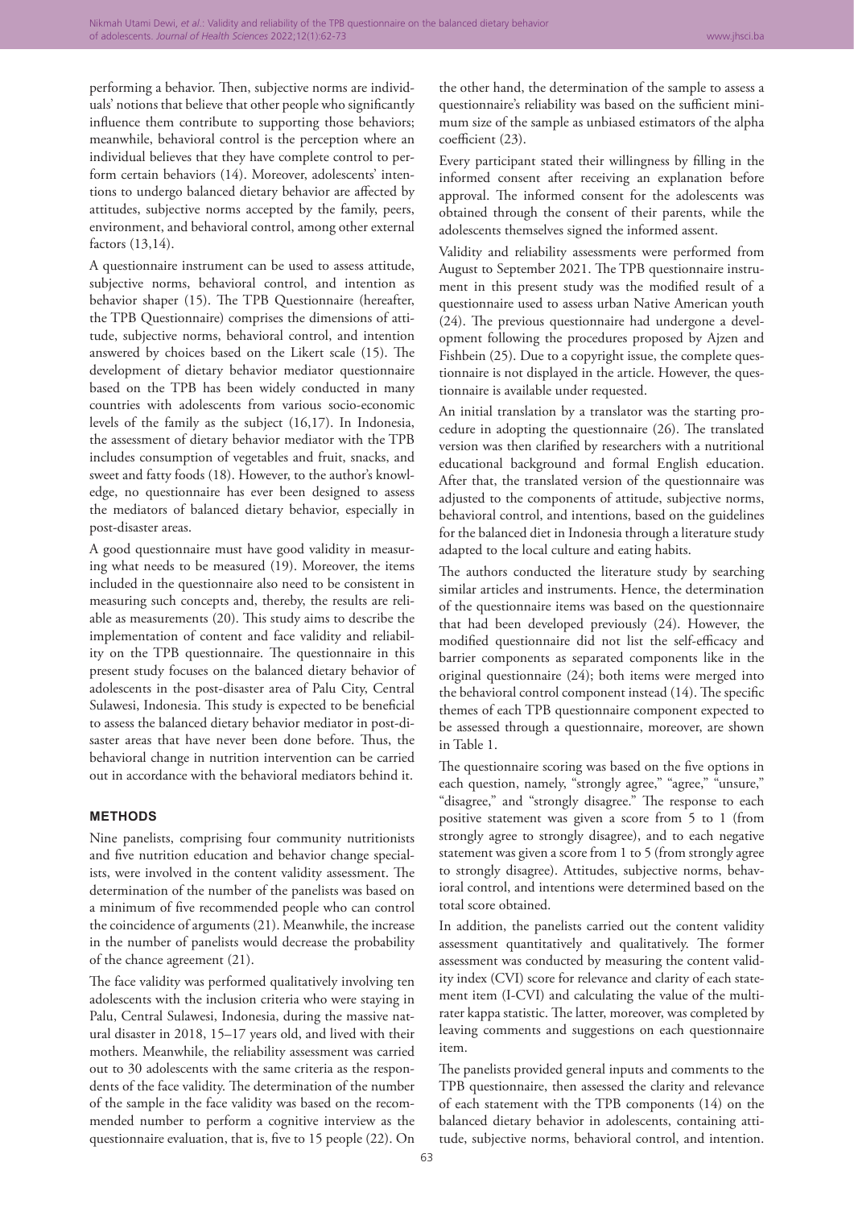performing a behavior. Then, subjective norms are individuals' notions that believe that other people who significantly influence them contribute to supporting those behaviors; meanwhile, behavioral control is the perception where an individual believes that they have complete control to perform certain behaviors (14). Moreover, adolescents' intentions to undergo balanced dietary behavior are affected by attitudes, subjective norms accepted by the family, peers, environment, and behavioral control, among other external factors (13,14).

A questionnaire instrument can be used to assess attitude, subjective norms, behavioral control, and intention as behavior shaper (15). The TPB Questionnaire (hereafter, the TPB Questionnaire) comprises the dimensions of attitude, subjective norms, behavioral control, and intention answered by choices based on the Likert scale (15). The development of dietary behavior mediator questionnaire based on the TPB has been widely conducted in many countries with adolescents from various socio-economic levels of the family as the subject (16,17). In Indonesia, the assessment of dietary behavior mediator with the TPB includes consumption of vegetables and fruit, snacks, and sweet and fatty foods (18). However, to the author's knowledge, no questionnaire has ever been designed to assess the mediators of balanced dietary behavior, especially in post-disaster areas.

A good questionnaire must have good validity in measuring what needs to be measured (19). Moreover, the items included in the questionnaire also need to be consistent in measuring such concepts and, thereby, the results are reliable as measurements (20). This study aims to describe the implementation of content and face validity and reliability on the TPB questionnaire. The questionnaire in this present study focuses on the balanced dietary behavior of adolescents in the post-disaster area of Palu City, Central Sulawesi, Indonesia. This study is expected to be beneficial to assess the balanced dietary behavior mediator in post-disaster areas that have never been done before. Thus, the behavioral change in nutrition intervention can be carried out in accordance with the behavioral mediators behind it.

## METHODS

Nine panelists, comprising four community nutritionists and five nutrition education and behavior change specialists, were involved in the content validity assessment. The determination of the number of the panelists was based on a minimum of five recommended people who can control the coincidence of arguments (21). Meanwhile, the increase in the number of panelists would decrease the probability of the chance agreement (21).

The face validity was performed qualitatively involving ten adolescents with the inclusion criteria who were staying in Palu, Central Sulawesi, Indonesia, during the massive natural disaster in 2018, 15–17 years old, and lived with their mothers. Meanwhile, the reliability assessment was carried out to 30 adolescents with the same criteria as the respondents of the face validity. The determination of the number of the sample in the face validity was based on the recommended number to perform a cognitive interview as the questionnaire evaluation, that is, five to 15 people (22). On the other hand, the determination of the sample to assess a questionnaire's reliability was based on the sufficient minimum size of the sample as unbiased estimators of the alpha coefficient (23).

Every participant stated their willingness by filling in the informed consent after receiving an explanation before approval. The informed consent for the adolescents was obtained through the consent of their parents, while the adolescents themselves signed the informed assent.

Validity and reliability assessments were performed from August to September 2021. The TPB questionnaire instrument in this present study was the modified result of a questionnaire used to assess urban Native American youth (24). The previous questionnaire had undergone a development following the procedures proposed by Ajzen and Fishbein (25). Due to a copyright issue, the complete questionnaire is not displayed in the article. However, the questionnaire is available under requested.

An initial translation by a translator was the starting procedure in adopting the questionnaire (26). The translated version was then clarified by researchers with a nutritional educational background and formal English education. After that, the translated version of the questionnaire was adjusted to the components of attitude, subjective norms, behavioral control, and intentions, based on the guidelines for the balanced diet in Indonesia through a literature study adapted to the local culture and eating habits.

The authors conducted the literature study by searching similar articles and instruments. Hence, the determination of the questionnaire items was based on the questionnaire that had been developed previously (24). However, the modified questionnaire did not list the self-efficacy and barrier components as separated components like in the original questionnaire (24); both items were merged into the behavioral control component instead (14). The specific themes of each TPB questionnaire component expected to be assessed through a questionnaire, moreover, are shown in Table 1.

The questionnaire scoring was based on the five options in each question, namely, "strongly agree," "agree," "unsure," "disagree," and "strongly disagree." The response to each positive statement was given a score from 5 to 1 (from strongly agree to strongly disagree), and to each negative statement was given a score from 1 to 5 (from strongly agree to strongly disagree). Attitudes, subjective norms, behavioral control, and intentions were determined based on the total score obtained.

In addition, the panelists carried out the content validity assessment quantitatively and qualitatively. The former assessment was conducted by measuring the content validity index (CVI) score for relevance and clarity of each statement item (I-CVI) and calculating the value of the multirater kappa statistic. The latter, moreover, was completed by leaving comments and suggestions on each questionnaire item.

The panelists provided general inputs and comments to the TPB questionnaire, then assessed the clarity and relevance of each statement with the TPB components (14) on the balanced dietary behavior in adolescents, containing attitude, subjective norms, behavioral control, and intention.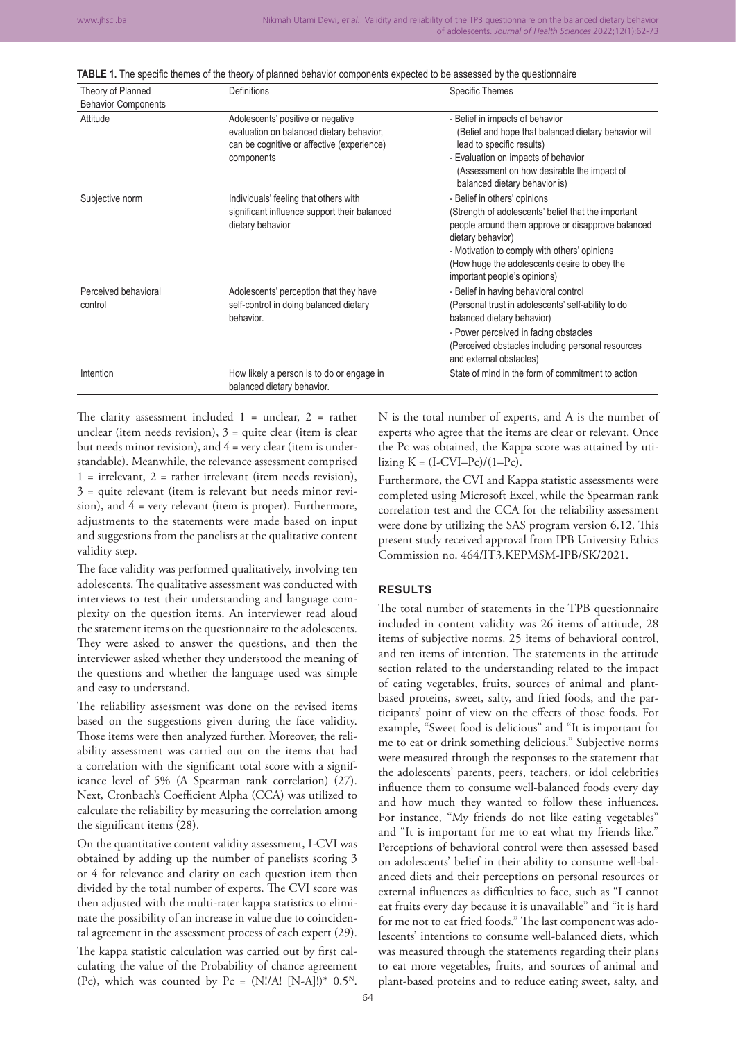**TABLE 1.** The specific themes of the theory of planned behavior components expected to be assessed by the questionnaire

| Theory of Planned Behavior Components | Definitions | Specific Themes |
|---|---|---|
| Attitude | Adolescents' positive or negative evaluation on balanced dietary behavior, can be cognitive or affective (experience) components | - Belief in impacts of behavior (Belief and hope that balanced dietary behavior will lead to specific results)<br>- Evaluation on impacts of behavior (Assessment on how desirable the impact of balanced dietary behavior is) |
| Subjective norm | Individuals' feeling that others with significant influence support their balanced dietary behavior | - Belief in others' opinions (Strength of adolescents' belief that the important people around them approve or disapprove balanced dietary behavior)<br>- Motivation to comply with others' opinions (How huge the adolescents desire to obey the important people's opinions) |
| Perceived behavioral control | Adolescents' perception that they have self-control in doing balanced dietary behavior. | - Belief in having behavioral control (Personal trust in adolescents' self-ability to do balanced dietary behavior)<br>- Power perceived in facing obstacles (Perceived obstacles including personal resources and external obstacles) |
| Intention | How likely a person is to do or engage in balanced dietary behavior. | State of mind in the form of commitment to action |

The clarity assessment included 1 = unclear, 2 = rather unclear (item needs revision), 3 = quite clear (item is clear but needs minor revision), and 4 = very clear (item is understandable). Meanwhile, the relevance assessment comprised 1 = irrelevant, 2 = rather irrelevant (item needs revision), 3 = quite relevant (item is relevant but needs minor revision), and 4 = very relevant (item is proper). Furthermore, adjustments to the statements were made based on input and suggestions from the panelists at the qualitative content validity step.

The face validity was performed qualitatively, involving ten adolescents. The qualitative assessment was conducted with interviews to test their understanding and language complexity on the question items. An interviewer read aloud the statement items on the questionnaire to the adolescents. They were asked to answer the questions, and then the interviewer asked whether they understood the meaning of the questions and whether the language used was simple and easy to understand.

The reliability assessment was done on the revised items based on the suggestions given during the face validity. Those items were then analyzed further. Moreover, the reliability assessment was carried out on the items that had a correlation with the significant total score with a significance level of 5% (A Spearman rank correlation) (27). Next, Cronbach's Coefficient Alpha (CCA) was utilized to calculate the reliability by measuring the correlation among the significant items (28).

On the quantitative content validity assessment, I-CVI was obtained by adding up the number of panelists scoring 3 or 4 for relevance and clarity on each question item then divided by the total number of experts. The CVI score was then adjusted with the multi-rater kappa statistics to eliminate the possibility of an increase in value due to coincidental agreement in the assessment process of each expert (29).

The kappa statistic calculation was carried out by first calculating the value of the Probability of chance agreement (Pc), which was counted by $Pc = (N!/A!\,[N-A]!) * 0.5^N$. N is the total number of experts, and A is the number of experts who agree that the items are clear or relevant. Once the Pc was obtained, the Kappa score was attained by utilizing $K = (\text{I-CVI} - Pc)/(1 - Pc)$.

Furthermore, the CVI and Kappa statistic assessments were completed using Microsoft Excel, while the Spearman rank correlation test and the CCA for the reliability assessment were done by utilizing the SAS program version 6.12. This present study received approval from IPB University Ethics Commission no. 464/IT3.KEPMSM-IPB/SK/2021.

## RESULTS

The total number of statements in the TPB questionnaire included in content validity was 26 items of attitude, 28 items of subjective norms, 25 items of behavioral control, and ten items of intention. The statements in the attitude section related to the understanding related to the impact of eating vegetables, fruits, sources of animal and plant-based proteins, sweet, salty, and fried foods, and the participants' point of view on the effects of those foods. For example, "Sweet food is delicious" and "It is important for me to eat or drink something delicious." Subjective norms were measured through the responses to the statement that the adolescents' parents, peers, teachers, or idol celebrities influence them to consume well-balanced foods every day and how much they wanted to follow these influences. For instance, "My friends do not like eating vegetables" and "It is important for me to eat what my friends like." Perceptions of behavioral control were then assessed based on adolescents' belief in their ability to consume well-balanced diets and their perceptions on personal resources or external influences as difficulties to face, such as "I cannot eat fruits every day because it is unavailable" and "it is hard for me not to eat fried foods." The last component was adolescents' intentions to consume well-balanced diets, which was measured through the statements regarding their plans to eat more vegetables, fruits, and sources of animal and plant-based proteins and to reduce eating sweet, salty, and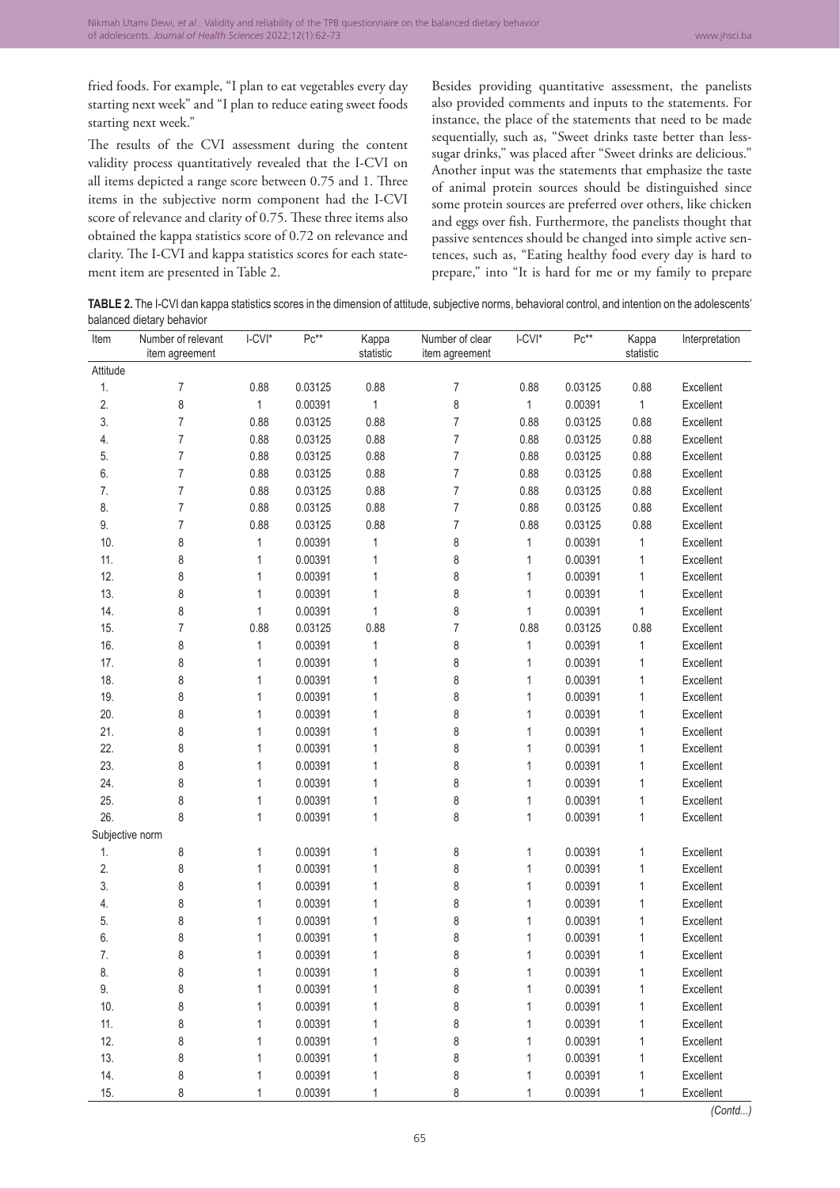fried foods. For example, "I plan to eat vegetables every day starting next week" and "I plan to reduce eating sweet foods starting next week."

The results of the CVI assessment during the content validity process quantitatively revealed that the I-CVI on all items depicted a range score between 0.75 and 1. Three items in the subjective norm component had the I-CVI score of relevance and clarity of 0.75. These three items also obtained the kappa statistics score of 0.72 on relevance and clarity. The I-CVI and kappa statistics scores for each statement item are presented in Table 2.

Besides providing quantitative assessment, the panelists also provided comments and inputs to the statements. For instance, the place of the statements that need to be made sequentially, such as, "Sweet drinks taste better than less-sugar drinks," was placed after "Sweet drinks are delicious." Another input was the statements that emphasize the taste of animal protein sources should be distinguished since some protein sources are preferred over others, like chicken and eggs over fish. Furthermore, the panelists thought that passive sentences should be changed into simple active sentences, such as, "Eating healthy food every day is hard to prepare," into "It is hard for me or my family to prepare

**TABLE 2.** The I-CVI dan kappa statistics scores in the dimension of attitude, subjective norms, behavioral control, and intention on the adolescents' balanced dietary behavior

| Item | Number of relevant item agreement | I-CVI* | Pc** | Kappa statistic | Number of clear item agreement | I-CVI* | Pc** | Kappa statistic | Interpretation |
|---|---|---|---|---|---|---|---|---|---|
| Attitude | | | | | | | | | |
| 1. | 7 | 0.88 | 0.03125 | 0.88 | 7 | 0.88 | 0.03125 | 0.88 | Excellent |
| 2. | 8 | 1 | 0.00391 | 1 | 8 | 1 | 0.00391 | 1 | Excellent |
| 3. | 7 | 0.88 | 0.03125 | 0.88 | 7 | 0.88 | 0.03125 | 0.88 | Excellent |
| 4. | 7 | 0.88 | 0.03125 | 0.88 | 7 | 0.88 | 0.03125 | 0.88 | Excellent |
| 5. | 7 | 0.88 | 0.03125 | 0.88 | 7 | 0.88 | 0.03125 | 0.88 | Excellent |
| 6. | 7 | 0.88 | 0.03125 | 0.88 | 7 | 0.88 | 0.03125 | 0.88 | Excellent |
| 7. | 7 | 0.88 | 0.03125 | 0.88 | 7 | 0.88 | 0.03125 | 0.88 | Excellent |
| 8. | 7 | 0.88 | 0.03125 | 0.88 | 7 | 0.88 | 0.03125 | 0.88 | Excellent |
| 9. | 7 | 0.88 | 0.03125 | 0.88 | 7 | 0.88 | 0.03125 | 0.88 | Excellent |
| 10. | 8 | 1 | 0.00391 | 1 | 8 | 1 | 0.00391 | 1 | Excellent |
| 11. | 8 | 1 | 0.00391 | 1 | 8 | 1 | 0.00391 | 1 | Excellent |
| 12. | 8 | 1 | 0.00391 | 1 | 8 | 1 | 0.00391 | 1 | Excellent |
| 13. | 8 | 1 | 0.00391 | 1 | 8 | 1 | 0.00391 | 1 | Excellent |
| 14. | 8 | 1 | 0.00391 | 1 | 8 | 1 | 0.00391 | 1 | Excellent |
| 15. | 7 | 0.88 | 0.03125 | 0.88 | 7 | 0.88 | 0.03125 | 0.88 | Excellent |
| 16. | 8 | 1 | 0.00391 | 1 | 8 | 1 | 0.00391 | 1 | Excellent |
| 17. | 8 | 1 | 0.00391 | 1 | 8 | 1 | 0.00391 | 1 | Excellent |
| 18. | 8 | 1 | 0.00391 | 1 | 8 | 1 | 0.00391 | 1 | Excellent |
| 19. | 8 | 1 | 0.00391 | 1 | 8 | 1 | 0.00391 | 1 | Excellent |
| 20. | 8 | 1 | 0.00391 | 1 | 8 | 1 | 0.00391 | 1 | Excellent |
| 21. | 8 | 1 | 0.00391 | 1 | 8 | 1 | 0.00391 | 1 | Excellent |
| 22. | 8 | 1 | 0.00391 | 1 | 8 | 1 | 0.00391 | 1 | Excellent |
| 23. | 8 | 1 | 0.00391 | 1 | 8 | 1 | 0.00391 | 1 | Excellent |
| 24. | 8 | 1 | 0.00391 | 1 | 8 | 1 | 0.00391 | 1 | Excellent |
| 25. | 8 | 1 | 0.00391 | 1 | 8 | 1 | 0.00391 | 1 | Excellent |
| 26. | 8 | 1 | 0.00391 | 1 | 8 | 1 | 0.00391 | 1 | Excellent |
| Subjective norm | | | | | | | | | |
| 1. | 8 | 1 | 0.00391 | 1 | 8 | 1 | 0.00391 | 1 | Excellent |
| 2. | 8 | 1 | 0.00391 | 1 | 8 | 1 | 0.00391 | 1 | Excellent |
| 3. | 8 | 1 | 0.00391 | 1 | 8 | 1 | 0.00391 | 1 | Excellent |
| 4. | 8 | 1 | 0.00391 | 1 | 8 | 1 | 0.00391 | 1 | Excellent |
| 5. | 8 | 1 | 0.00391 | 1 | 8 | 1 | 0.00391 | 1 | Excellent |
| 6. | 8 | 1 | 0.00391 | 1 | 8 | 1 | 0.00391 | 1 | Excellent |
| 7. | 8 | 1 | 0.00391 | 1 | 8 | 1 | 0.00391 | 1 | Excellent |
| 8. | 8 | 1 | 0.00391 | 1 | 8 | 1 | 0.00391 | 1 | Excellent |
| 9. | 8 | 1 | 0.00391 | 1 | 8 | 1 | 0.00391 | 1 | Excellent |
| 10. | 8 | 1 | 0.00391 | 1 | 8 | 1 | 0.00391 | 1 | Excellent |
| 11. | 8 | 1 | 0.00391 | 1 | 8 | 1 | 0.00391 | 1 | Excellent |
| 12. | 8 | 1 | 0.00391 | 1 | 8 | 1 | 0.00391 | 1 | Excellent |
| 13. | 8 | 1 | 0.00391 | 1 | 8 | 1 | 0.00391 | 1 | Excellent |
| 14. | 8 | 1 | 0.00391 | 1 | 8 | 1 | 0.00391 | 1 | Excellent |
| 15. | 8 | 1 | 0.00391 | 1 | 8 | 1 | 0.00391 | 1 | Excellent |

*(Contd...)*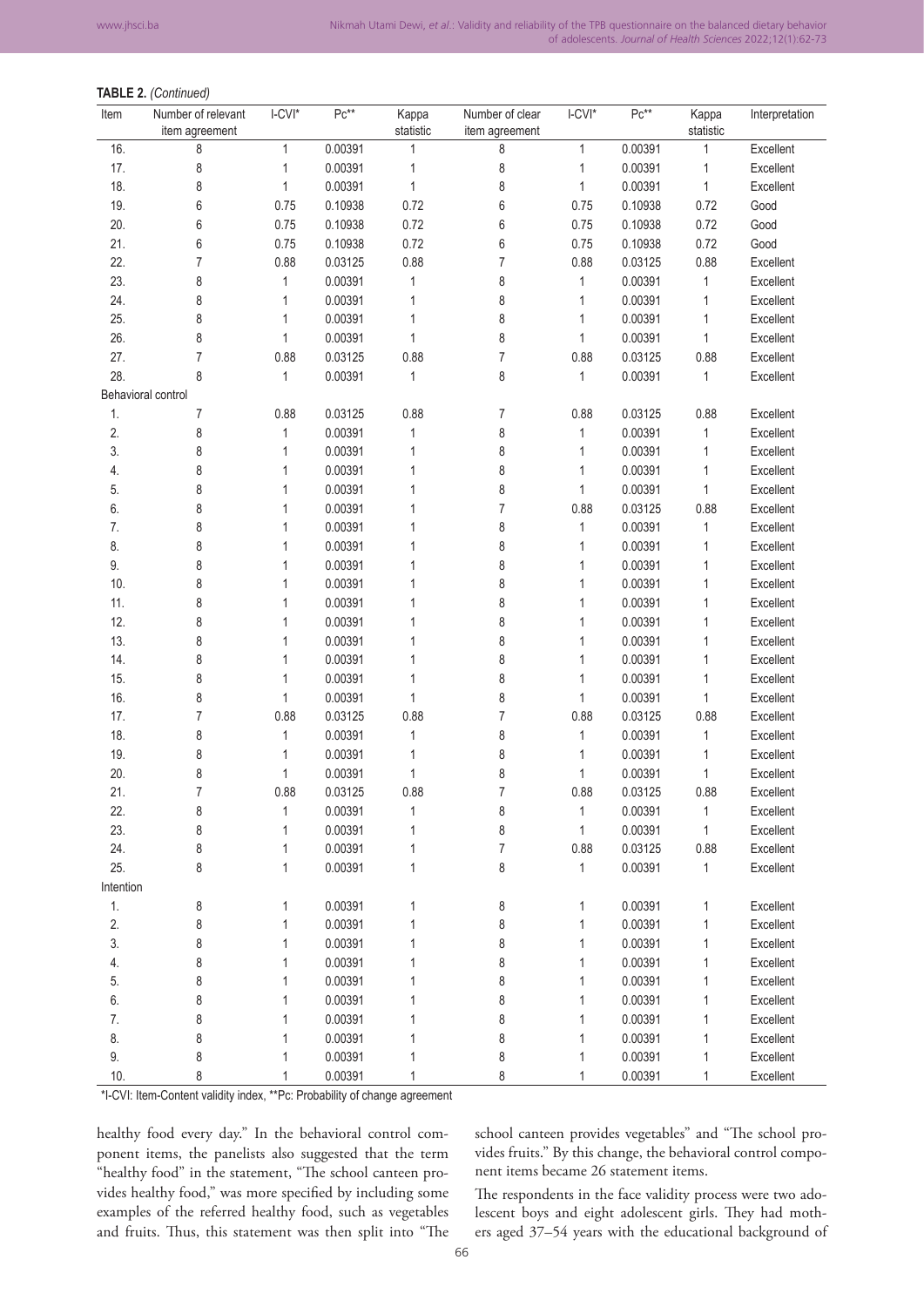**TABLE 2.** *(Continued)*

| Item | Number of relevant item agreement | I-CVI* | Pc** | Kappa statistic | Number of clear item agreement | I-CVI* | Pc** | Kappa statistic | Interpretation |
|---|---|---|---|---|---|---|---|---|---|
| 16. | 8 | 1 | 0.00391 | 1 | 8 | 1 | 0.00391 | 1 | Excellent |
| 17. | 8 | 1 | 0.00391 | 1 | 8 | 1 | 0.00391 | 1 | Excellent |
| 18. | 8 | 1 | 0.00391 | 1 | 8 | 1 | 0.00391 | 1 | Excellent |
| 19. | 6 | 0.75 | 0.10938 | 0.72 | 6 | 0.75 | 0.10938 | 0.72 | Good |
| 20. | 6 | 0.75 | 0.10938 | 0.72 | 6 | 0.75 | 0.10938 | 0.72 | Good |
| 21. | 6 | 0.75 | 0.10938 | 0.72 | 6 | 0.75 | 0.10938 | 0.72 | Good |
| 22. | 7 | 0.88 | 0.03125 | 0.88 | 7 | 0.88 | 0.03125 | 0.88 | Excellent |
| 23. | 8 | 1 | 0.00391 | 1 | 8 | 1 | 0.00391 | 1 | Excellent |
| 24. | 8 | 1 | 0.00391 | 1 | 8 | 1 | 0.00391 | 1 | Excellent |
| 25. | 8 | 1 | 0.00391 | 1 | 8 | 1 | 0.00391 | 1 | Excellent |
| 26. | 8 | 1 | 0.00391 | 1 | 8 | 1 | 0.00391 | 1 | Excellent |
| 27. | 7 | 0.88 | 0.03125 | 0.88 | 7 | 0.88 | 0.03125 | 0.88 | Excellent |
| 28. | 8 | 1 | 0.00391 | 1 | 8 | 1 | 0.00391 | 1 | Excellent |
| Behavioral control | | | | | | | | | |
| 1. | 7 | 0.88 | 0.03125 | 0.88 | 7 | 0.88 | 0.03125 | 0.88 | Excellent |
| 2. | 8 | 1 | 0.00391 | 1 | 8 | 1 | 0.00391 | 1 | Excellent |
| 3. | 8 | 1 | 0.00391 | 1 | 8 | 1 | 0.00391 | 1 | Excellent |
| 4. | 8 | 1 | 0.00391 | 1 | 8 | 1 | 0.00391 | 1 | Excellent |
| 5. | 8 | 1 | 0.00391 | 1 | 8 | 1 | 0.00391 | 1 | Excellent |
| 6. | 8 | 1 | 0.00391 | 1 | 7 | 0.88 | 0.03125 | 0.88 | Excellent |
| 7. | 8 | 1 | 0.00391 | 1 | 8 | 1 | 0.00391 | 1 | Excellent |
| 8. | 8 | 1 | 0.00391 | 1 | 8 | 1 | 0.00391 | 1 | Excellent |
| 9. | 8 | 1 | 0.00391 | 1 | 8 | 1 | 0.00391 | 1 | Excellent |
| 10. | 8 | 1 | 0.00391 | 1 | 8 | 1 | 0.00391 | 1 | Excellent |
| 11. | 8 | 1 | 0.00391 | 1 | 8 | 1 | 0.00391 | 1 | Excellent |
| 12. | 8 | 1 | 0.00391 | 1 | 8 | 1 | 0.00391 | 1 | Excellent |
| 13. | 8 | 1 | 0.00391 | 1 | 8 | 1 | 0.00391 | 1 | Excellent |
| 14. | 8 | 1 | 0.00391 | 1 | 8 | 1 | 0.00391 | 1 | Excellent |
| 15. | 8 | 1 | 0.00391 | 1 | 8 | 1 | 0.00391 | 1 | Excellent |
| 16. | 8 | 1 | 0.00391 | 1 | 8 | 1 | 0.00391 | 1 | Excellent |
| 17. | 7 | 0.88 | 0.03125 | 0.88 | 7 | 0.88 | 0.03125 | 0.88 | Excellent |
| 18. | 8 | 1 | 0.00391 | 1 | 8 | 1 | 0.00391 | 1 | Excellent |
| 19. | 8 | 1 | 0.00391 | 1 | 8 | 1 | 0.00391 | 1 | Excellent |
| 20. | 8 | 1 | 0.00391 | 1 | 8 | 1 | 0.00391 | 1 | Excellent |
| 21. | 7 | 0.88 | 0.03125 | 0.88 | 7 | 0.88 | 0.03125 | 0.88 | Excellent |
| 22. | 8 | 1 | 0.00391 | 1 | 8 | 1 | 0.00391 | 1 | Excellent |
| 23. | 8 | 1 | 0.00391 | 1 | 8 | 1 | 0.00391 | 1 | Excellent |
| 24. | 8 | 1 | 0.00391 | 1 | 7 | 0.88 | 0.03125 | 0.88 | Excellent |
| 25. | 8 | 1 | 0.00391 | 1 | 8 | 1 | 0.00391 | 1 | Excellent |
| Intention | | | | | | | | | |
| 1. | 8 | 1 | 0.00391 | 1 | 8 | 1 | 0.00391 | 1 | Excellent |
| 2. | 8 | 1 | 0.00391 | 1 | 8 | 1 | 0.00391 | 1 | Excellent |
| 3. | 8 | 1 | 0.00391 | 1 | 8 | 1 | 0.00391 | 1 | Excellent |
| 4. | 8 | 1 | 0.00391 | 1 | 8 | 1 | 0.00391 | 1 | Excellent |
| 5. | 8 | 1 | 0.00391 | 1 | 8 | 1 | 0.00391 | 1 | Excellent |
| 6. | 8 | 1 | 0.00391 | 1 | 8 | 1 | 0.00391 | 1 | Excellent |
| 7. | 8 | 1 | 0.00391 | 1 | 8 | 1 | 0.00391 | 1 | Excellent |
| 8. | 8 | 1 | 0.00391 | 1 | 8 | 1 | 0.00391 | 1 | Excellent |
| 9. | 8 | 1 | 0.00391 | 1 | 8 | 1 | 0.00391 | 1 | Excellent |
| 10. | 8 | 1 | 0.00391 | 1 | 8 | 1 | 0.00391 | 1 | Excellent |

*I-CVI: Item-Content validity index, **Pc: Probability of change agreement

healthy food every day." In the behavioral control component items, the panelists also suggested that the term "healthy food" in the statement, "The school canteen provides healthy food," was more specified by including some examples of the referred healthy food, such as vegetables and fruits. Thus, this statement was then split into "The school canteen provides vegetables" and "The school provides fruits." By this change, the behavioral control component items became 26 statement items.

The respondents in the face validity process were two adolescent boys and eight adolescent girls. They had mothers aged 37–54 years with the educational background of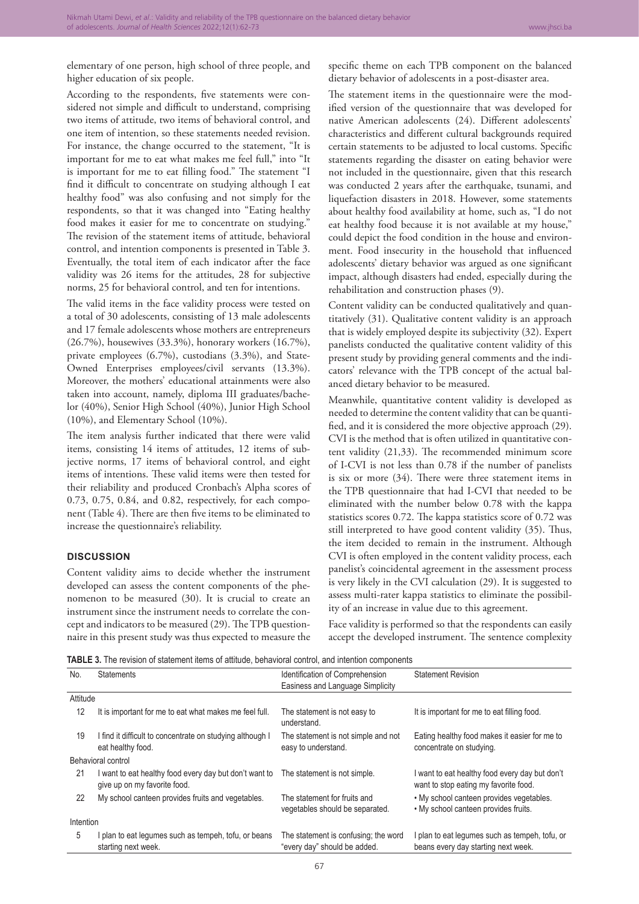elementary of one person, high school of three people, and higher education of six people.

According to the respondents, five statements were considered not simple and difficult to understand, comprising two items of attitude, two items of behavioral control, and one item of intention, so these statements needed revision. For instance, the change occurred to the statement, "It is important for me to eat what makes me feel full," into "It is important for me to eat filling food." The statement "I find it difficult to concentrate on studying although I eat healthy food" was also confusing and not simply for the respondents, so that it was changed into "Eating healthy food makes it easier for me to concentrate on studying." The revision of the statement items of attitude, behavioral control, and intention components is presented in Table 3. Eventually, the total item of each indicator after the face validity was 26 items for the attitudes, 28 for subjective norms, 25 for behavioral control, and ten for intentions.

The valid items in the face validity process were tested on a total of 30 adolescents, consisting of 13 male adolescents and 17 female adolescents whose mothers are entrepreneurs (26.7%), housewives (33.3%), honorary workers (16.7%), private employees (6.7%), custodians (3.3%), and State-Owned Enterprises employees/civil servants (13.3%). Moreover, the mothers' educational attainments were also taken into account, namely, diploma III graduates/bachelor (40%), Senior High School (40%), Junior High School (10%), and Elementary School (10%).

The item analysis further indicated that there were valid items, consisting 14 items of attitudes, 12 items of subjective norms, 17 items of behavioral control, and eight items of intentions. These valid items were then tested for their reliability and produced Cronbach's Alpha scores of 0.73, 0.75, 0.84, and 0.82, respectively, for each component (Table 4). There are then five items to be eliminated to increase the questionnaire's reliability.

## DISCUSSION

Content validity aims to decide whether the instrument developed can assess the content components of the phenomenon to be measured (30). It is crucial to create an instrument since the instrument needs to correlate the concept and indicators to be measured (29). The TPB questionnaire in this present study was thus expected to measure the specific theme on each TPB component on the balanced dietary behavior of adolescents in a post-disaster area.

The statement items in the questionnaire were the modified version of the questionnaire that was developed for native American adolescents (24). Different adolescents' characteristics and different cultural backgrounds required certain statements to be adjusted to local customs. Specific statements regarding the disaster on eating behavior were not included in the questionnaire, given that this research was conducted 2 years after the earthquake, tsunami, and liquefaction disasters in 2018. However, some statements about healthy food availability at home, such as, "I do not eat healthy food because it is not available at my house," could depict the food condition in the house and environment. Food insecurity in the household that influenced adolescents' dietary behavior was argued as one significant impact, although disasters had ended, especially during the rehabilitation and construction phases (9).

Content validity can be conducted qualitatively and quantitatively (31). Qualitative content validity is an approach that is widely employed despite its subjectivity (32). Expert panelists conducted the qualitative content validity of this present study by providing general comments and the indicators' relevance with the TPB concept of the actual balanced dietary behavior to be measured.

Meanwhile, quantitative content validity is developed as needed to determine the content validity that can be quantified, and it is considered the more objective approach (29). CVI is the method that is often utilized in quantitative content validity (21,33). The recommended minimum score of I-CVI is not less than 0.78 if the number of panelists is six or more (34). There were three statement items in the TPB questionnaire that had I-CVI that needed to be eliminated with the number below 0.78 with the kappa statistics scores 0.72. The kappa statistics score of 0.72 was still interpreted to have good content validity (35). Thus, the item decided to remain in the instrument. Although CVI is often employed in the content validity process, each panelist's coincidental agreement in the assessment process is very likely in the CVI calculation (29). It is suggested to assess multi-rater kappa statistics to eliminate the possibility of an increase in value due to this agreement.

Face validity is performed so that the respondents can easily accept the developed instrument. The sentence complexity

**TABLE 3.** The revision of statement items of attitude, behavioral control, and intention components

| No. | Statements | Identification of Comprehension Easiness and Language Simplicity | Statement Revision |
|---|---|---|---|
| Attitude | | | |
| 12 | It is important for me to eat what makes me feel full. | The statement is not easy to understand. | It is important for me to eat filling food. |
| 19 | I find it difficult to concentrate on studying although I eat healthy food. | The statement is not simple and not easy to understand. | Eating healthy food makes it easier for me to concentrate on studying. |
| Behavioral control | | | |
| 21 | I want to eat healthy food every day but don't want to give up on my favorite food. | The statement is not simple. | I want to eat healthy food every day but don't want to stop eating my favorite food. |
| 22 | My school canteen provides fruits and vegetables. | The statement for fruits and vegetables should be separated. | • My school canteen provides vegetables.<br>• My school canteen provides fruits. |
| Intention | | | |
| 5 | I plan to eat legumes such as tempeh, tofu, or beans starting next week. | The statement is confusing; the word "every day" should be added. | I plan to eat legumes such as tempeh, tofu, or beans every day starting next week. |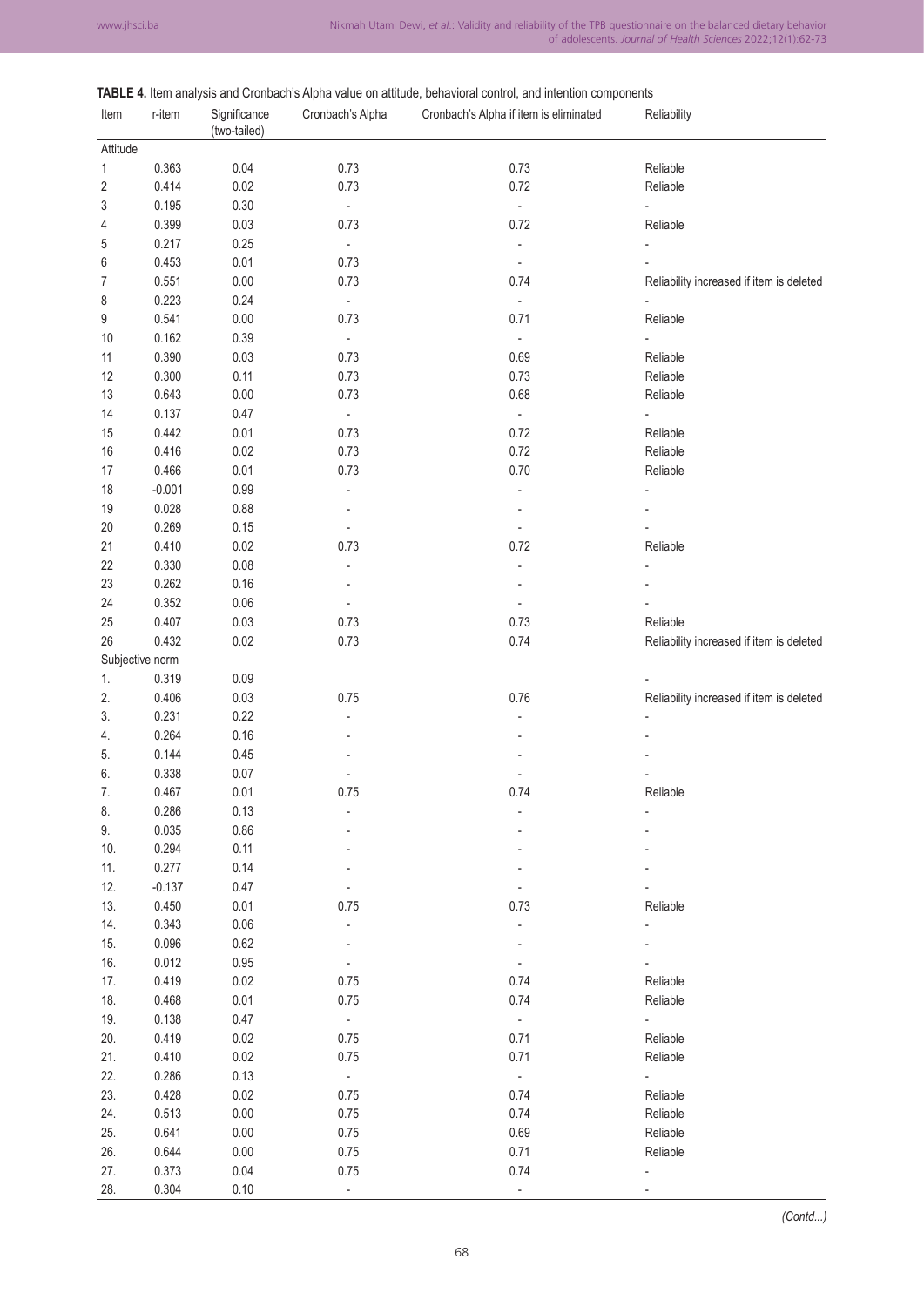**TABLE 4.** Item analysis and Cronbach's Alpha value on attitude, behavioral control, and intention components

| Item | r-item | Significance (two-tailed) | Cronbach's Alpha | Cronbach's Alpha if item is eliminated | Reliability |
|---|---|---|---|---|---|
| Attitude | | | | | |
| 1 | 0.363 | 0.04 | 0.73 | 0.73 | Reliable |
| 2 | 0.414 | 0.02 | 0.73 | 0.72 | Reliable |
| 3 | 0.195 | 0.30 | - | - | - |
| 4 | 0.399 | 0.03 | 0.73 | 0.72 | Reliable |
| 5 | 0.217 | 0.25 | - | - | - |
| 6 | 0.453 | 0.01 | 0.73 | - | - |
| 7 | 0.551 | 0.00 | 0.73 | 0.74 | Reliability increased if item is deleted |
| 8 | 0.223 | 0.24 | - | - | - |
| 9 | 0.541 | 0.00 | 0.73 | 0.71 | Reliable |
| 10 | 0.162 | 0.39 | - | - | - |
| 11 | 0.390 | 0.03 | 0.73 | 0.69 | Reliable |
| 12 | 0.300 | 0.11 | 0.73 | 0.73 | Reliable |
| 13 | 0.643 | 0.00 | 0.73 | 0.68 | Reliable |
| 14 | 0.137 | 0.47 | - | - | - |
| 15 | 0.442 | 0.01 | 0.73 | 0.72 | Reliable |
| 16 | 0.416 | 0.02 | 0.73 | 0.72 | Reliable |
| 17 | 0.466 | 0.01 | 0.73 | 0.70 | Reliable |
| 18 | -0.001 | 0.99 | - | - | - |
| 19 | 0.028 | 0.88 | - | - | - |
| 20 | 0.269 | 0.15 | - | - | - |
| 21 | 0.410 | 0.02 | 0.73 | 0.72 | Reliable |
| 22 | 0.330 | 0.08 | - | - | - |
| 23 | 0.262 | 0.16 | - | - | - |
| 24 | 0.352 | 0.06 | - | - | - |
| 25 | 0.407 | 0.03 | 0.73 | 0.73 | Reliable |
| 26 | 0.432 | 0.02 | 0.73 | 0.74 | Reliability increased if item is deleted |
| Subjective norm | | | | | |
| 1. | 0.319 | 0.09 | | | - |
| 2. | 0.406 | 0.03 | 0.75 | 0.76 | Reliability increased if item is deleted |
| 3. | 0.231 | 0.22 | - | - | - |
| 4. | 0.264 | 0.16 | - | - | - |
| 5. | 0.144 | 0.45 | - | - | - |
| 6. | 0.338 | 0.07 | - | - | - |
| 7. | 0.467 | 0.01 | 0.75 | 0.74 | Reliable |
| 8. | 0.286 | 0.13 | - | - | - |
| 9. | 0.035 | 0.86 | - | - | - |
| 10. | 0.294 | 0.11 | - | - | - |
| 11. | 0.277 | 0.14 | - | - | - |
| 12. | -0.137 | 0.47 | - | - | - |
| 13. | 0.450 | 0.01 | 0.75 | 0.73 | Reliable |
| 14. | 0.343 | 0.06 | - | - | - |
| 15. | 0.096 | 0.62 | - | - | - |
| 16. | 0.012 | 0.95 | - | - | - |
| 17. | 0.419 | 0.02 | 0.75 | 0.74 | Reliable |
| 18. | 0.468 | 0.01 | 0.75 | 0.74 | Reliable |
| 19. | 0.138 | 0.47 | - | - | - |
| 20. | 0.419 | 0.02 | 0.75 | 0.71 | Reliable |
| 21. | 0.410 | 0.02 | 0.75 | 0.71 | Reliable |
| 22. | 0.286 | 0.13 | - | - | - |
| 23. | 0.428 | 0.02 | 0.75 | 0.74 | Reliable |
| 24. | 0.513 | 0.00 | 0.75 | 0.74 | Reliable |
| 25. | 0.641 | 0.00 | 0.75 | 0.69 | Reliable |
| 26. | 0.644 | 0.00 | 0.75 | 0.71 | Reliable |
| 27. | 0.373 | 0.04 | 0.75 | 0.74 | - |
| 28. | 0.304 | 0.10 | - | - | - |

*(Contd...)*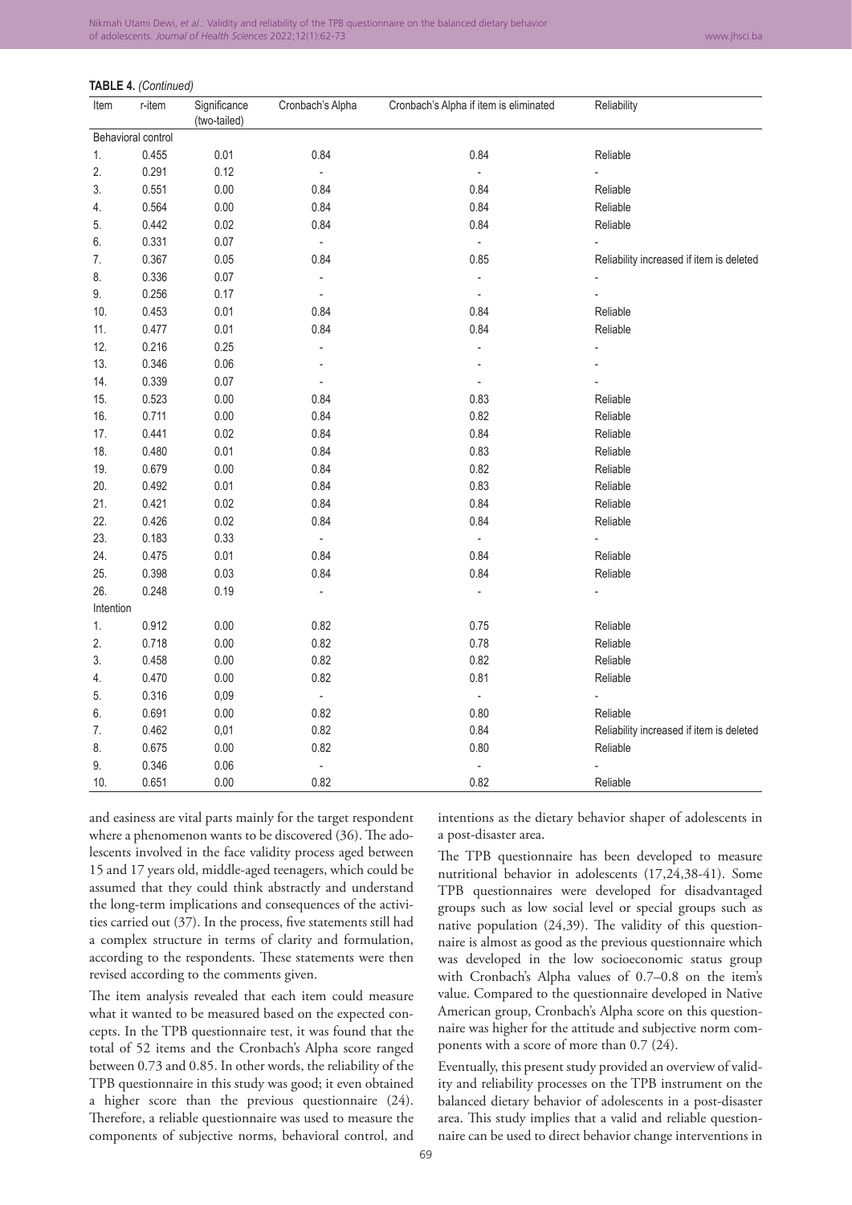**TABLE 4.** *(Continued)*

| Item | r-item | Significance (two-tailed) | Cronbach's Alpha | Cronbach's Alpha if item is eliminated | Reliability |
|---|---|---|---|---|---|
| Behavioral control | | | | | |
| 1. | 0.455 | 0.01 | 0.84 | 0.84 | Reliable |
| 2. | 0.291 | 0.12 | - | - | - |
| 3. | 0.551 | 0.00 | 0.84 | 0.84 | Reliable |
| 4. | 0.564 | 0.00 | 0.84 | 0.84 | Reliable |
| 5. | 0.442 | 0.02 | 0.84 | 0.84 | Reliable |
| 6. | 0.331 | 0.07 | - | - | - |
| 7. | 0.367 | 0.05 | 0.84 | 0.85 | Reliability increased if item is deleted |
| 8. | 0.336 | 0.07 | - | - | - |
| 9. | 0.256 | 0.17 | - | - | - |
| 10. | 0.453 | 0.01 | 0.84 | 0.84 | Reliable |
| 11. | 0.477 | 0.01 | 0.84 | 0.84 | Reliable |
| 12. | 0.216 | 0.25 | - | - | - |
| 13. | 0.346 | 0.06 | - | - | - |
| 14. | 0.339 | 0.07 | - | - | - |
| 15. | 0.523 | 0.00 | 0.84 | 0.83 | Reliable |
| 16. | 0.711 | 0.00 | 0.84 | 0.82 | Reliable |
| 17. | 0.441 | 0.02 | 0.84 | 0.84 | Reliable |
| 18. | 0.480 | 0.01 | 0.84 | 0.83 | Reliable |
| 19. | 0.679 | 0.00 | 0.84 | 0.82 | Reliable |
| 20. | 0.492 | 0.01 | 0.84 | 0.83 | Reliable |
| 21. | 0.421 | 0.02 | 0.84 | 0.84 | Reliable |
| 22. | 0.426 | 0.02 | 0.84 | 0.84 | Reliable |
| 23. | 0.183 | 0.33 | - | - | - |
| 24. | 0.475 | 0.01 | 0.84 | 0.84 | Reliable |
| 25. | 0.398 | 0.03 | 0.84 | 0.84 | Reliable |
| 26. | 0.248 | 0.19 | - | - | - |
| Intention | | | | | |
| 1. | 0.912 | 0.00 | 0.82 | 0.75 | Reliable |
| 2. | 0.718 | 0.00 | 0.82 | 0.78 | Reliable |
| 3. | 0.458 | 0.00 | 0.82 | 0.82 | Reliable |
| 4. | 0.470 | 0.00 | 0.82 | 0.81 | Reliable |
| 5. | 0.316 | 0,09 | - | - | - |
| 6. | 0.691 | 0.00 | 0.82 | 0.80 | Reliable |
| 7. | 0.462 | 0,01 | 0.82 | 0.84 | Reliability increased if item is deleted |
| 8. | 0.675 | 0.00 | 0.82 | 0.80 | Reliable |
| 9. | 0.346 | 0.06 | - | - | - |
| 10. | 0.651 | 0.00 | 0.82 | 0.82 | Reliable |

and easiness are vital parts mainly for the target respondent where a phenomenon wants to be discovered (36). The adolescents involved in the face validity process aged between 15 and 17 years old, middle-aged teenagers, which could be assumed that they could think abstractly and understand the long-term implications and consequences of the activities carried out (37). In the process, five statements still had a complex structure in terms of clarity and formulation, according to the respondents. These statements were then revised according to the comments given.

The item analysis revealed that each item could measure what it wanted to be measured based on the expected concepts. In the TPB questionnaire test, it was found that the total of 52 items and the Cronbach's Alpha score ranged between 0.73 and 0.85. In other words, the reliability of the TPB questionnaire in this study was good; it even obtained a higher score than the previous questionnaire (24). Therefore, a reliable questionnaire was used to measure the components of subjective norms, behavioral control, and intentions as the dietary behavior shaper of adolescents in a post-disaster area.

The TPB questionnaire has been developed to measure nutritional behavior in adolescents (17,24,38-41). Some TPB questionnaires were developed for disadvantaged groups such as low social level or special groups such as native population (24,39). The validity of this questionnaire is almost as good as the previous questionnaire which was developed in the low socioeconomic status group with Cronbach's Alpha values of 0.7–0.8 on the item's value. Compared to the questionnaire developed in Native American group, Cronbach's Alpha score on this questionnaire was higher for the attitude and subjective norm components with a score of more than 0.7 (24).

Eventually, this present study provided an overview of validity and reliability processes on the TPB instrument on the balanced dietary behavior of adolescents in a post-disaster area. This study implies that a valid and reliable questionnaire can be used to direct behavior change interventions in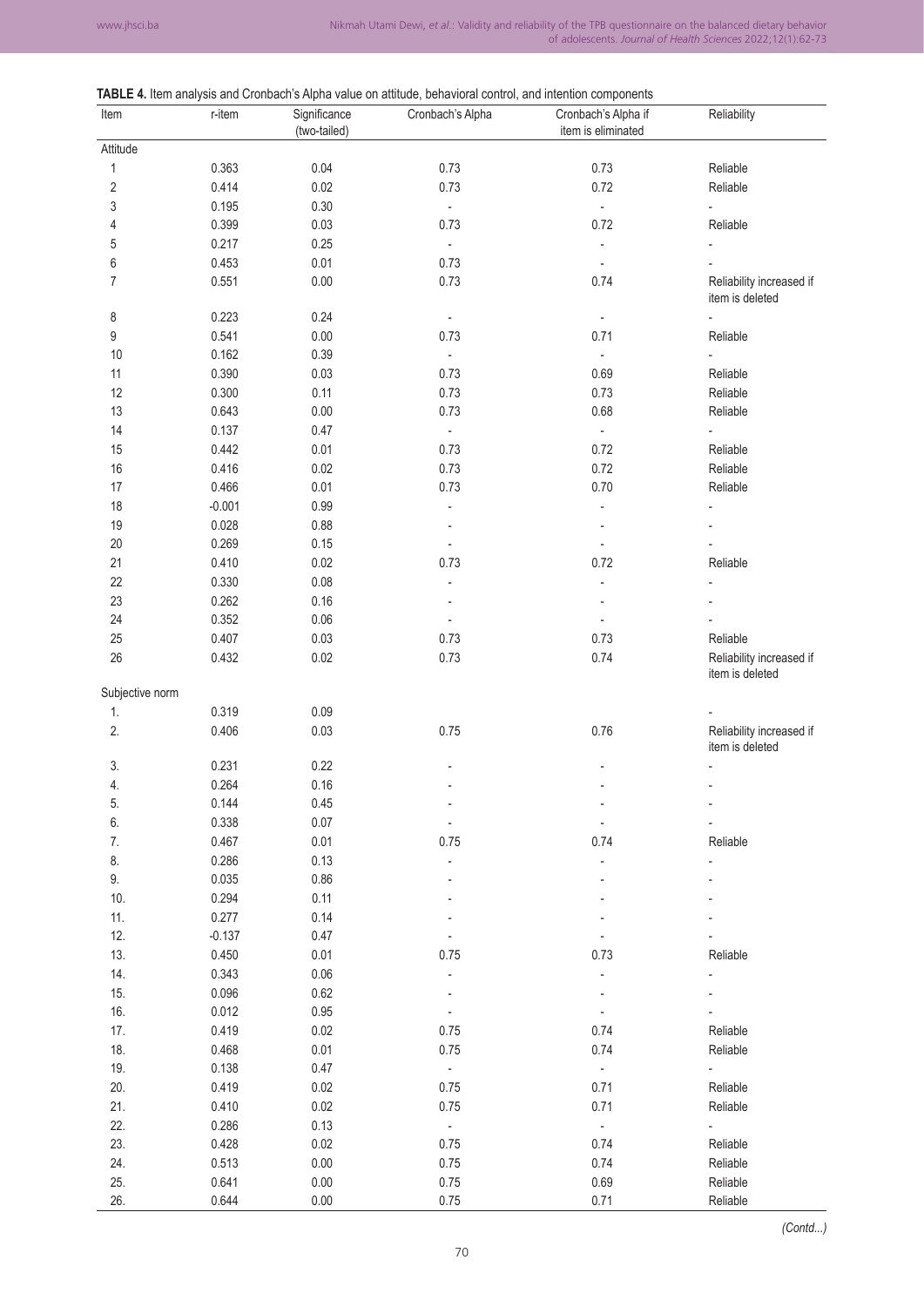**TABLE 4.** Item analysis and Cronbach's Alpha value on attitude, behavioral control, and intention components

| Item | r-item | Significance (two-tailed) | Cronbach's Alpha | Cronbach's Alpha if item is eliminated | Reliability |
|---|---|---|---|---|---|
| Attitude | | | | | |
| 1 | 0.363 | 0.04 | 0.73 | 0.73 | Reliable |
| 2 | 0.414 | 0.02 | 0.73 | 0.72 | Reliable |
| 3 | 0.195 | 0.30 | - | - | - |
| 4 | 0.399 | 0.03 | 0.73 | 0.72 | Reliable |
| 5 | 0.217 | 0.25 | - | - | - |
| 6 | 0.453 | 0.01 | 0.73 | - | - |
| 7 | 0.551 | 0.00 | 0.73 | 0.74 | Reliability increased if item is deleted |
| 8 | 0.223 | 0.24 | - | - | - |
| 9 | 0.541 | 0.00 | 0.73 | 0.71 | Reliable |
| 10 | 0.162 | 0.39 | - | - | - |
| 11 | 0.390 | 0.03 | 0.73 | 0.69 | Reliable |
| 12 | 0.300 | 0.11 | 0.73 | 0.73 | Reliable |
| 13 | 0.643 | 0.00 | 0.73 | 0.68 | Reliable |
| 14 | 0.137 | 0.47 | - | - | - |
| 15 | 0.442 | 0.01 | 0.73 | 0.72 | Reliable |
| 16 | 0.416 | 0.02 | 0.73 | 0.72 | Reliable |
| 17 | 0.466 | 0.01 | 0.73 | 0.70 | Reliable |
| 18 | -0.001 | 0.99 | - | - | - |
| 19 | 0.028 | 0.88 | - | - | - |
| 20 | 0.269 | 0.15 | - | - | - |
| 21 | 0.410 | 0.02 | 0.73 | 0.72 | Reliable |
| 22 | 0.330 | 0.08 | - | - | - |
| 23 | 0.262 | 0.16 | - | - | - |
| 24 | 0.352 | 0.06 | - | - | - |
| 25 | 0.407 | 0.03 | 0.73 | 0.73 | Reliable |
| 26 | 0.432 | 0.02 | 0.73 | 0.74 | Reliability increased if item is deleted |
| Subjective norm | | | | | |
| 1. | 0.319 | 0.09 | | | - |
| 2. | 0.406 | 0.03 | 0.75 | 0.76 | Reliability increased if item is deleted |
| 3. | 0.231 | 0.22 | - | - | - |
| 4. | 0.264 | 0.16 | - | - | - |
| 5. | 0.144 | 0.45 | - | - | - |
| 6. | 0.338 | 0.07 | - | - | - |
| 7. | 0.467 | 0.01 | 0.75 | 0.74 | Reliable |
| 8. | 0.286 | 0.13 | - | - | - |
| 9. | 0.035 | 0.86 | - | - | - |
| 10. | 0.294 | 0.11 | - | - | - |
| 11. | 0.277 | 0.14 | - | - | - |
| 12. | -0.137 | 0.47 | - | - | - |
| 13. | 0.450 | 0.01 | 0.75 | 0.73 | Reliable |
| 14. | 0.343 | 0.06 | - | - | - |
| 15. | 0.096 | 0.62 | - | - | - |
| 16. | 0.012 | 0.95 | - | - | - |
| 17. | 0.419 | 0.02 | 0.75 | 0.74 | Reliable |
| 18. | 0.468 | 0.01 | 0.75 | 0.74 | Reliable |
| 19. | 0.138 | 0.47 | - | - | - |
| 20. | 0.419 | 0.02 | 0.75 | 0.71 | Reliable |
| 21. | 0.410 | 0.02 | 0.75 | 0.71 | Reliable |
| 22. | 0.286 | 0.13 | - | - | - |
| 23. | 0.428 | 0.02 | 0.75 | 0.74 | Reliable |
| 24. | 0.513 | 0.00 | 0.75 | 0.74 | Reliable |
| 25. | 0.641 | 0.00 | 0.75 | 0.69 | Reliable |
| 26. | 0.644 | 0.00 | 0.75 | 0.71 | Reliable |

*(Contd...)*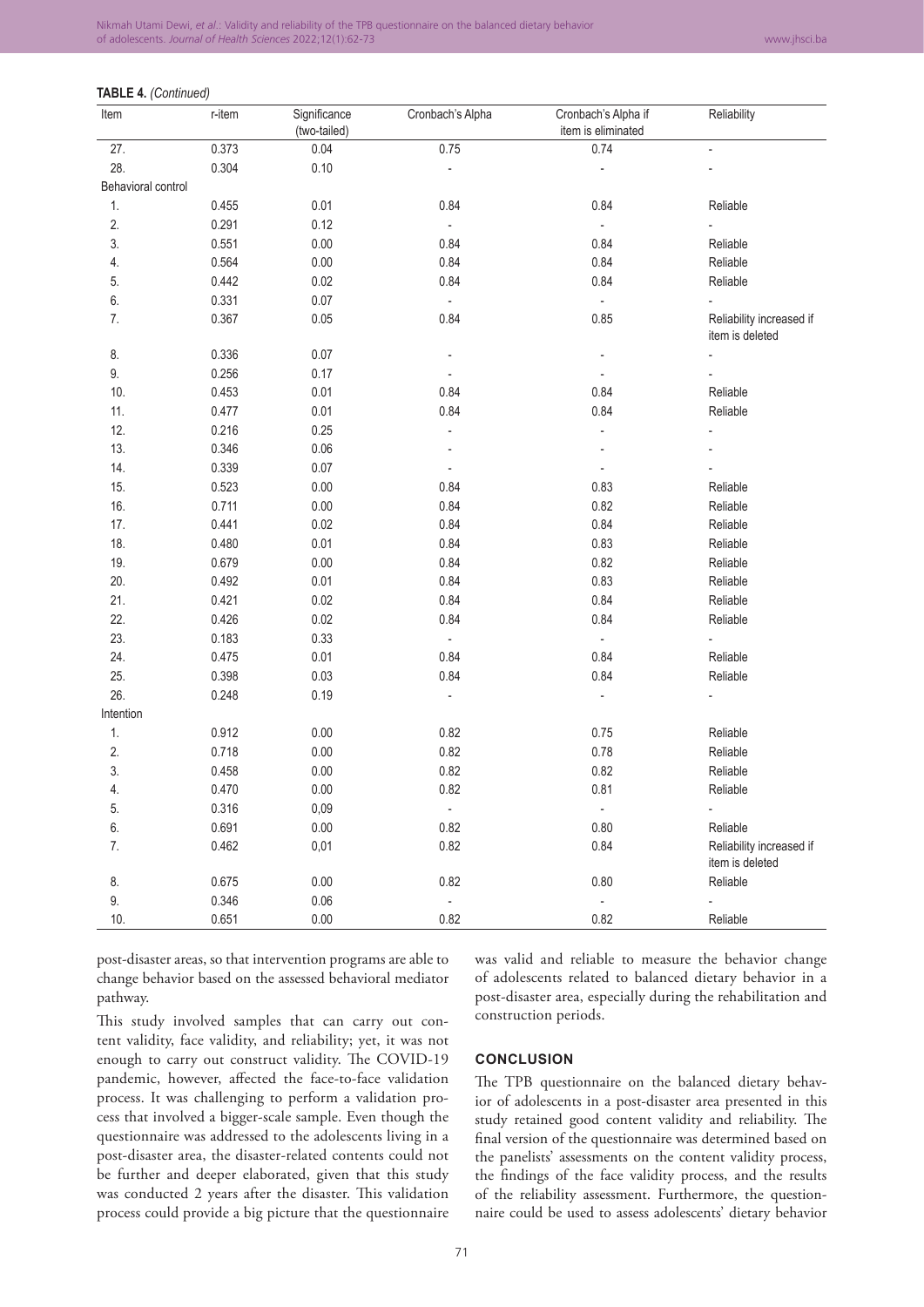**TABLE 4.** *(Continued)*

| Item | r-item | Significance (two-tailed) | Cronbach's Alpha | Cronbach's Alpha if item is eliminated | Reliability |
|---|---|---|---|---|---|
| 27. | 0.373 | 0.04 | 0.75 | 0.74 | - |
| 28. | 0.304 | 0.10 | - | - | - |
| Behavioral control | | | | | |
| 1. | 0.455 | 0.01 | 0.84 | 0.84 | Reliable |
| 2. | 0.291 | 0.12 | - | - | - |
| 3. | 0.551 | 0.00 | 0.84 | 0.84 | Reliable |
| 4. | 0.564 | 0.00 | 0.84 | 0.84 | Reliable |
| 5. | 0.442 | 0.02 | 0.84 | 0.84 | Reliable |
| 6. | 0.331 | 0.07 | - | - | - |
| 7. | 0.367 | 0.05 | 0.84 | 0.85 | Reliability increased if item is deleted |
| 8. | 0.336 | 0.07 | - | - | - |
| 9. | 0.256 | 0.17 | - | - | - |
| 10. | 0.453 | 0.01 | 0.84 | 0.84 | Reliable |
| 11. | 0.477 | 0.01 | 0.84 | 0.84 | Reliable |
| 12. | 0.216 | 0.25 | - | - | - |
| 13. | 0.346 | 0.06 | - | - | - |
| 14. | 0.339 | 0.07 | - | - | - |
| 15. | 0.523 | 0.00 | 0.84 | 0.83 | Reliable |
| 16. | 0.711 | 0.00 | 0.84 | 0.82 | Reliable |
| 17. | 0.441 | 0.02 | 0.84 | 0.84 | Reliable |
| 18. | 0.480 | 0.01 | 0.84 | 0.83 | Reliable |
| 19. | 0.679 | 0.00 | 0.84 | 0.82 | Reliable |
| 20. | 0.492 | 0.01 | 0.84 | 0.83 | Reliable |
| 21. | 0.421 | 0.02 | 0.84 | 0.84 | Reliable |
| 22. | 0.426 | 0.02 | 0.84 | 0.84 | Reliable |
| 23. | 0.183 | 0.33 | - | - | - |
| 24. | 0.475 | 0.01 | 0.84 | 0.84 | Reliable |
| 25. | 0.398 | 0.03 | 0.84 | 0.84 | Reliable |
| 26. | 0.248 | 0.19 | - | - | - |
| Intention | | | | | |
| 1. | 0.912 | 0.00 | 0.82 | 0.75 | Reliable |
| 2. | 0.718 | 0.00 | 0.82 | 0.78 | Reliable |
| 3. | 0.458 | 0.00 | 0.82 | 0.82 | Reliable |
| 4. | 0.470 | 0.00 | 0.82 | 0.81 | Reliable |
| 5. | 0.316 | 0,09 | - | - | - |
| 6. | 0.691 | 0.00 | 0.82 | 0.80 | Reliable |
| 7. | 0.462 | 0,01 | 0.82 | 0.84 | Reliability increased if item is deleted |
| 8. | 0.675 | 0.00 | 0.82 | 0.80 | Reliable |
| 9. | 0.346 | 0.06 | - | - | - |
| 10. | 0.651 | 0.00 | 0.82 | 0.82 | Reliable |

post-disaster areas, so that intervention programs are able to change behavior based on the assessed behavioral mediator pathway.

This study involved samples that can carry out content validity, face validity, and reliability; yet, it was not enough to carry out construct validity. The COVID-19 pandemic, however, affected the face-to-face validation process. It was challenging to perform a validation process that involved a bigger-scale sample. Even though the questionnaire was addressed to the adolescents living in a post-disaster area, the disaster-related contents could not be further and deeper elaborated, given that this study was conducted 2 years after the disaster. This validation process could provide a big picture that the questionnaire was valid and reliable to measure the behavior change of adolescents related to balanced dietary behavior in a post-disaster area, especially during the rehabilitation and construction periods.

## CONCLUSION

The TPB questionnaire on the balanced dietary behavior of adolescents in a post-disaster area presented in this study retained good content validity and reliability. The final version of the questionnaire was determined based on the panelists' assessments on the content validity process, the findings of the face validity process, and the results of the reliability assessment. Furthermore, the questionnaire could be used to assess adolescents' dietary behavior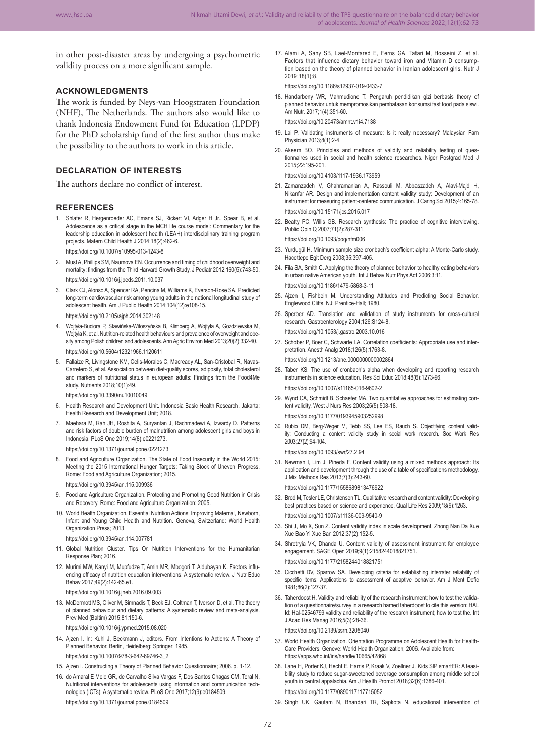in other post-disaster areas by undergoing a psychometric validity process on a more significant sample.

## ACKNOWLEDGMENTS

The work is funded by Neys-van Hoogstraten Foundation (NHF), The Netherlands. The authors also would like to thank Indonesia Endowment Fund for Education (LPDP) for the PhD scholarship fund of the first author thus make the possibility to the authors to work in this article.

## DECLARATION OF INTERESTS

The authors declare no conflict of interest.

## REFERENCES

1. Shlafer R, Hergenroeder AC, Emans SJ, Rickert VI, Adger H Jr., Spear B, et al. Adolescence as a critical stage in the MCH life course model: Commentary for the leadership education in adolescent health (LEAH) interdisciplinary training program projects. Matern Child Health J 2014;18(2):462-6. https://doi.org/10.1007/s10995-013-1243-8
2. Must A, Phillips SM, Naumova EN. Occurrence and timing of childhood overweight and mortality: findings from the Third Harvard Growth Study. J Pediatr 2012;160(5):743-50. https://doi.org/10.1016/j.jpeds.2011.10.037
3. Clark CJ, Alonso A, Spencer RA, Pencina M, Williams K, Everson-Rose SA. Predicted long-term cardiovascular risk among young adults in the national longitudinal study of adolescent health. Am J Public Health 2014;104(12):e108-15. https://doi.org/10.2105/ajph.2014.302148
4. Wojtyła-Buciora P, Stawińska-Witoszyńska B, Klimberg A, Wojtyła A, Goździewska M, Wojtyła K, et al. Nutrition-related health behaviours and prevalence of overweight and obesity among Polish children and adolescents. Ann Agric Environ Med 2013;20(2):332-40. https://doi.org/10.5604/12321966.1120611
5. Fallaize R, Livingstone KM, Celis-Morales C, Macready AL, San-Cristobal R, Navas-Carretero S, et al. Association between diet-quality scores, adiposity, total cholesterol and markers of nutritional status in european adults: Findings from the Food4Me study. Nutrients 2018;10(1):49. https://doi.org/10.3390/nu10010049
6. Health Research and Development Unit. Indonesia Basic Health Research. Jakarta: Health Research and Development Unit; 2018.
7. Maehara M, Rah JH, Roshita A, Suryantan J, Rachmadewi A, Izwardy D. Patterns and risk factors of double burden of malnutrition among adolescent girls and boys in Indonesia. PLoS One 2019;14(8):e0221273. https://doi.org/10.1371/journal.pone.0221273
8. Food and Agriculture Organization. The State of Food Insecurity in the World 2015: Meeting the 2015 International Hunger Targets: Taking Stock of Uneven Progress. Rome: Food and Agriculture Organization; 2015. https://doi.org/10.3945/an.115.009936
9. Food and Agriculture Organization. Protecting and Promoting Good Nutrition in Crisis and Recovery. Rome: Food and Agriculture Organization; 2005.
10. World Health Organization. Essential Nutrition Actions: Improving Maternal, Newborn, Infant and Young Child Health and Nutrition. Geneva, Switzerland: World Health Organization Press; 2013. https://doi.org/10.3945/an.114.007781
11. Global Nutrition Cluster. Tips On Nutrition Interventions for the Humanitarian Response Plan; 2016.
12. Murimi MW, Kanyi M, Mupfudze T, Amin MR, Mbogori T, Aldubayan K. Factors influencing efficacy of nutrition education interventions: A systematic review. J Nutr Educ Behav 2017;49(2):142-65.e1. https://doi.org/10.1016/j.jneb.2016.09.003
13. McDermott MS, Oliver M, Simnadis T, Beck EJ, Coltman T, Iverson D, et al. The theory of planned behaviour and dietary patterns: A systematic review and meta-analysis. Prev Med (Baltim) 2015;81:150-6. https://doi.org/10.1016/j.ypmed.2015.08.020
14. Ajzen I. In: Kuhl J, Beckmann J, editors. From Intentions to Actions: A Theory of Planned Behavior. Berlin, Heidelberg: Springer; 1985. https://doi.org/10.1007/978-3-642-69746-3_2
15. Ajzen I. Constructing a Theory of Planned Behavior Questionnaire; 2006. p. 1-12.
16. do Amaral E Melo GR, de Carvalho Silva Vargas F, Dos Santos Chagas CM, Toral N. Nutritional interventions for adolescents using information and communication technologies (ICTs): A systematic review. PLoS One 2017;12(9):e0184509. https://doi.org/10.1371/journal.pone.0184509
17. Alami A, Sany SB, Lael-Monfared E, Ferns GA, Tatari M, Hosseini Z, et al. Factors that influence dietary behavior toward iron and Vitamin D consumption based on the theory of planned behavior in Iranian adolescent girls. Nutr J 2019;18(1):8. https://doi.org/10.1186/s12937-019-0433-7
18. Handarbeny WR, Mahmudiono T. Pengaruh pendidikan gizi berbasis theory of planned behavior untuk mempromosikan pembatasan konsumsi fast food pada siswi. Am Nutr. 2017;1(4):351-60. https://doi.org/10.20473/amnt.v1i4.7138
19. Lai P. Validating instruments of measure: Is it really necessary? Malaysian Fam Physician 2013;8(1):2-4.
20. Akeem BO. Principles and methods of validity and reliability testing of questionnaires used in social and health science researches. Niger Postgrad Med J 2015;22:195-201. https://doi.org/10.4103/1117-1936.173959
21. Zamanzadeh V, Ghahramanian A, Rassouli M, Abbaszadeh A, Alavi-Majd H, Nikanfar AR. Design and implementation content validity study: Development of an instrument for measuring patient-centered communication. J Caring Sci 2015;4:165-78. https://doi.org/10.15171/jcs.2015.017
22. Beatty PC, Willis GB. Research synthesis: The practice of cognitive interviewing. Public Opin Q 2007;71(2):287-311. https://doi.org/10.1093/poq/nfm006
23. Yurdugül H. Minimum sample size cronbach's coefficient alpha: A Monte-Carlo study. Hacettepe Egit Derg 2008;35:397-405.
24. Fila SA, Smith C. Applying the theory of planned behavior to healthy eating behaviors in urban native American youth. Int J Behav Nutr Phys Act 2006;3:11. https://doi.org/10.1186/1479-5868-3-11
25. Ajzen I, Fishbein M. Understanding Attitudes and Predicting Social Behavior. Englewood Cliffs, NJ: Prentice-Hall; 1980.
26. Sperber AD. Translation and validation of study instruments for cross-cultural research. Gastroenterology 2004;126:S124-8. https://doi.org/10.1053/j.gastro.2003.10.016
27. Schober P, Boer C, Schwarte LA. Correlation coefficients: Appropriate use and interpretation. Anesth Analg 2018;126(5):1763-8. https://doi.org/10.1213/ane.0000000000002864
28. Taber KS. The use of cronbach's alpha when developing and reporting research instruments in science education. Res Sci Educ 2018;48(6):1273-96. https://doi.org/10.1007/s11165-016-9602-2
29. Wynd CA, Schmidt B, Schaefer MA. Two quantitative approaches for estimating content validity. West J Nurs Res 2003;25(5):508-18. https://doi.org/10.1177/0193945903252998
30. Rubio DM, Berg-Weger M, Tebb SS, Lee ES, Rauch S. Objectifying content validity: Conducting a content validity study in social work research. Soc Work Res 2003;27(2):94-104. https://doi.org/10.1093/swr/27.2.94
31. Newman I, Lim J, Pineda F. Content validity using a mixed methods approach: Its application and development through the use of a table of specifications methodology. J Mix Methods Res 2013;7(3):243-60. https://doi.org/10.1177/1558689813476922
32. Brod M, Tesler LE, Christensen TL. Qualitative research and content validity: Developing best practices based on science and experience. Qual Life Res 2009;18(9):1263. https://doi.org/10.1007/s11136-009-9540-9
33. Shi J, Mo X, Sun Z. Content validity index in scale development. Zhong Nan Da Xue Xue Bao Yi Xue Ban 2012;37(2):152-5.
34. Shrotryia VK, Dhanda U. Content validity of assessment instrument for employee engagement. SAGE Open 2019;9(1):2158244018821751. https://doi.org/10.1177/2158244018821751
35. Cicchetti DV, Sparrow SA. Developing criteria for establishing interrater reliability of specific items: Applications to assessment of adaptive behavior. Am J Ment Defic 1981;86(2):127-37.
36. Taherdoost H. Validity and reliability of the research instrument; how to test the validation of a questionnaire/survey in a research hamed taherdoost to cite this version: HAL Id: Hal-02546799 validity and reliability of the research instrument; how to test the. Int J Acad Res Manag 2016;5(3):28-36. https://doi.org/10.2139/ssrn.3205040
37. World Health Organization. Orientation Programme on Adolescent Health for Health-Care Providers. Geneve: World Health Organization; 2006. Available from: https://apps.who.int/iris/handle/10665/42868
38. Lane H, Porter KJ, Hecht E, Harris P, Kraak V, Zoellner J. Kids SIP smartER: A feasibility study to reduce sugar-sweetened beverage consumption among middle school youth in central appalachia. Am J Health Promot 2018;32(6):1386-401. https://doi.org/10.1177/0890117117715052
39. Singh UK, Gautam N, Bhandari TR, Sapkota N. educational intervention of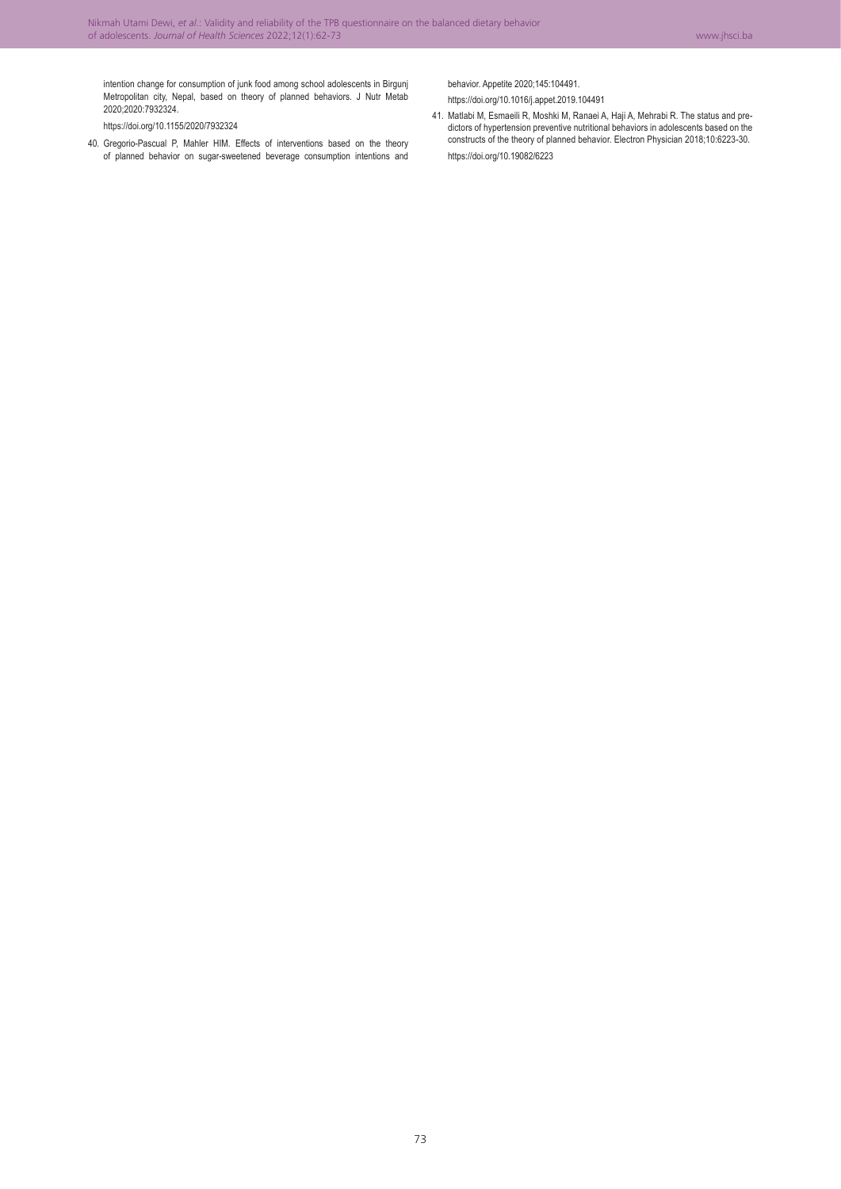intention change for consumption of junk food among school adolescents in Birgunj Metropolitan city, Nepal, based on theory of planned behaviors. J Nutr Metab 2020;2020:7932324.

https://doi.org/10.1155/2020/7932324

40. Gregorio-Pascual P, Mahler HIM. Effects of interventions based on the theory of planned behavior on sugar-sweetened beverage consumption intentions and behavior. Appetite 2020;145:104491.

https://doi.org/10.1016/j.appet.2019.104491

41. Matlabi M, Esmaeili R, Moshki M, Ranaei A, Haji A, Mehrabi R. The status and predictors of hypertension preventive nutritional behaviors in adolescents based on the constructs of the theory of planned behavior. Electron Physician 2018;10:6223-30.

https://doi.org/10.19082/6223